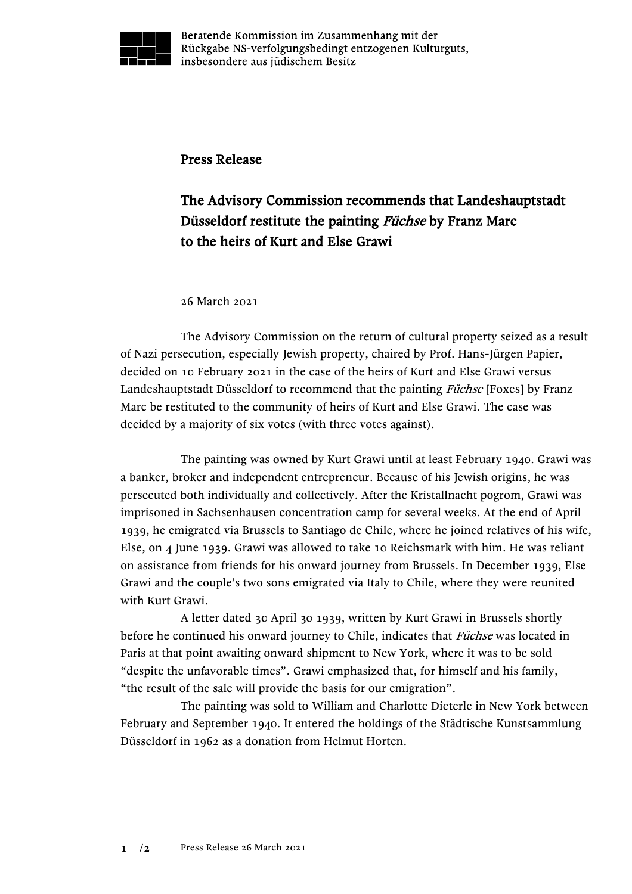Beratende Kommission im Zusammenhang mit der Rückgabe NS-verfolgungsbedingt entzogenen Kulturguts, insbesondere aus jüdischem Besitz

# Press Release

## The Advisory Commission recommends that Landeshauptstadt Düsseldorf restitute the painting *Füchse* by Franz Marc to the heirs of Kurt and Else Grawi

26 March 2021

The Advisory Commission on the return of cultural property seized as a result of Nazi persecution, especially Jewish property, chaired by Prof. Hans-Jürgen Papier, decided on 10 February 2021 in the case of the heirs of Kurt and Else Grawi versus Landeshauptstadt Düsseldorf to recommend that the painting *Füchse* [Foxes] by Franz Marc be restituted to the community of heirs of Kurt and Else Grawi. The case was decided by a majority of six votes (with three votes against).

The painting was owned by Kurt Grawi until at least February 1940. Grawi was a banker, broker and independent entrepreneur. Because of his Jewish origins, he was persecuted both individually and collectively. After the Kristallnacht pogrom, Grawi was imprisoned in Sachsenhausen concentration camp for several weeks. At the end of April 1939, he emigrated via Brussels to Santiago de Chile, where he joined relatives of his wife, Else, on 4 June 1939. Grawi was allowed to take 10 Reichsmark with him. He was reliant on assistance from friends for his onward journey from Brussels. In December 1939, Else Grawi and the couple's two sons emigrated via Italy to Chile, where they were reunited with Kurt Grawi.

A letter dated 30 April 30 1939, written by Kurt Grawi in Brussels shortly before he continued his onward journey to Chile, indicates that *Füchse* was located in Paris at that point awaiting onward shipment to New York, where it was to be sold "despite the unfavorable times". Grawi emphasized that, for himself and his family, "the result of the sale will provide the basis for our emigration".

The painting was sold to William and Charlotte Dieterle in New York between February and September 1940. It entered the holdings of the Städtische Kunstsammlung Düsseldorf in 1962 as a donation from Helmut Horten.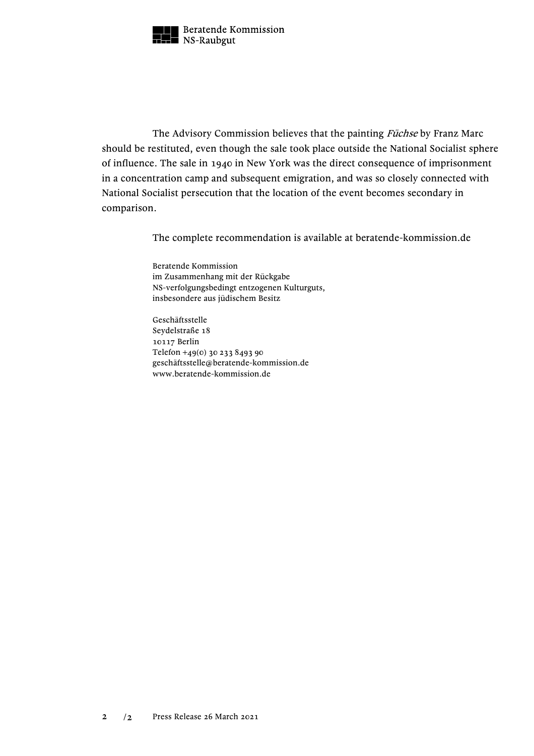The Advisory Commission believes that the painting *Füchse* by Franz Marc should be restituted, even though the sale took place outside the National Socialist sphere of influence. The sale in 1940 in New York was the direct consequence of imprisonment in a concentration camp and subsequent emigration, and was so closely connected with National Socialist persecution that the location of the event becomes secondary in comparison.

The complete recommendation is available at beratende-kommission.de

Beratende Kommission
im Zusammenhang mit der Rückgabe
NS-verfolgungsbedingt entzogenen Kulturguts,
insbesondere aus jüdischem Besitz

Geschäftsstelle
Seydelstraße 18
10117 Berlin
Telefon +49(0) 30 233 8493 90
geschäftsstelle@beratende-kommission.de
www.beratende-kommission.de